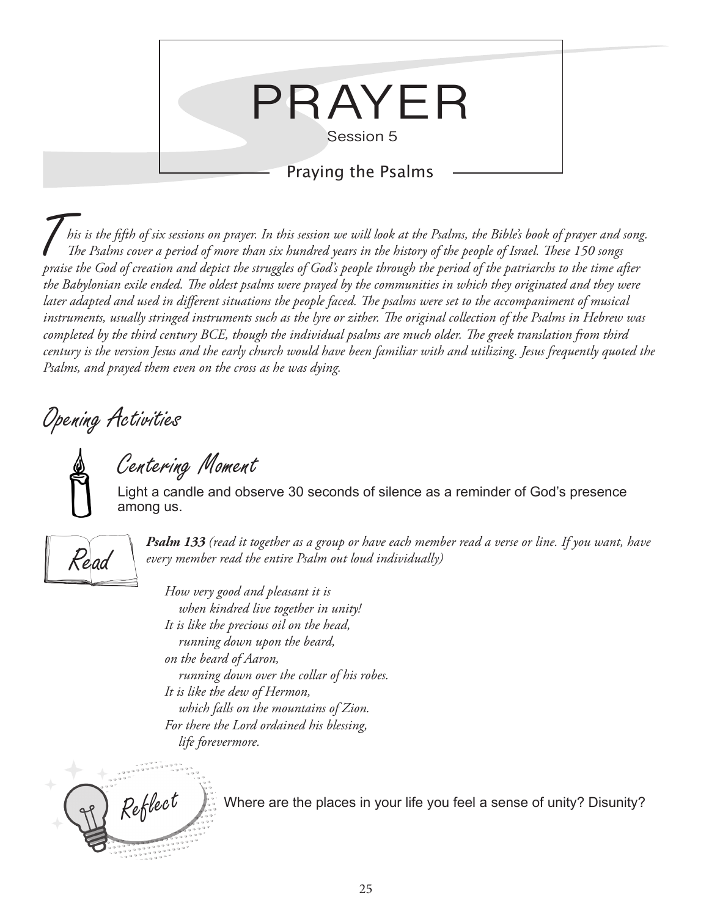# PRAYER

Session 5

## Praying the Psalms

*This is the fifth of six sessions on prayer. In this session we will look at the Psalms, the Bible's book of prayer and song. The Psalms cover a period of more than six hundred years in the history of the people of Israel. These 150 songs praise the God of creation and depict the struggles of God's people through the period of the patriarchs to the time after the Babylonian exile ended. The oldest psalms were prayed by the communities in which they originated and they were later adapted and used in different situations the people faced. The psalms were set to the accompaniment of musical instruments, usually stringed instruments such as the lyre or zither. The original collection of the Psalms in Hebrew was completed by the third century BCE, though the individual psalms are much older. The greek translation from third century is the version Jesus and the early church would have been familiar with and utilizing. Jesus frequently quoted the Psalms, and prayed them even on the cross as he was dying.*

## Opening Activities

### Centering Moment

Light a candle and observe 30 seconds of silence as a reminder of God's presence among us.

### Read

***Psalm 133*** *(read it together as a group or have each member read a verse or line. If you want, have every member read the entire Psalm out loud individually)*

*How very good and pleasant it is*
*when kindred live together in unity!*
*It is like the precious oil on the head,*
*running down upon the beard,*
*on the beard of Aaron,*
*running down over the collar of his robes.*
*It is like the dew of Hermon,*
*which falls on the mountains of Zion.*
*For there the Lord ordained his blessing,*
*life forevermore.*

### Reflect

Where are the places in your life you feel a sense of unity? Disunity?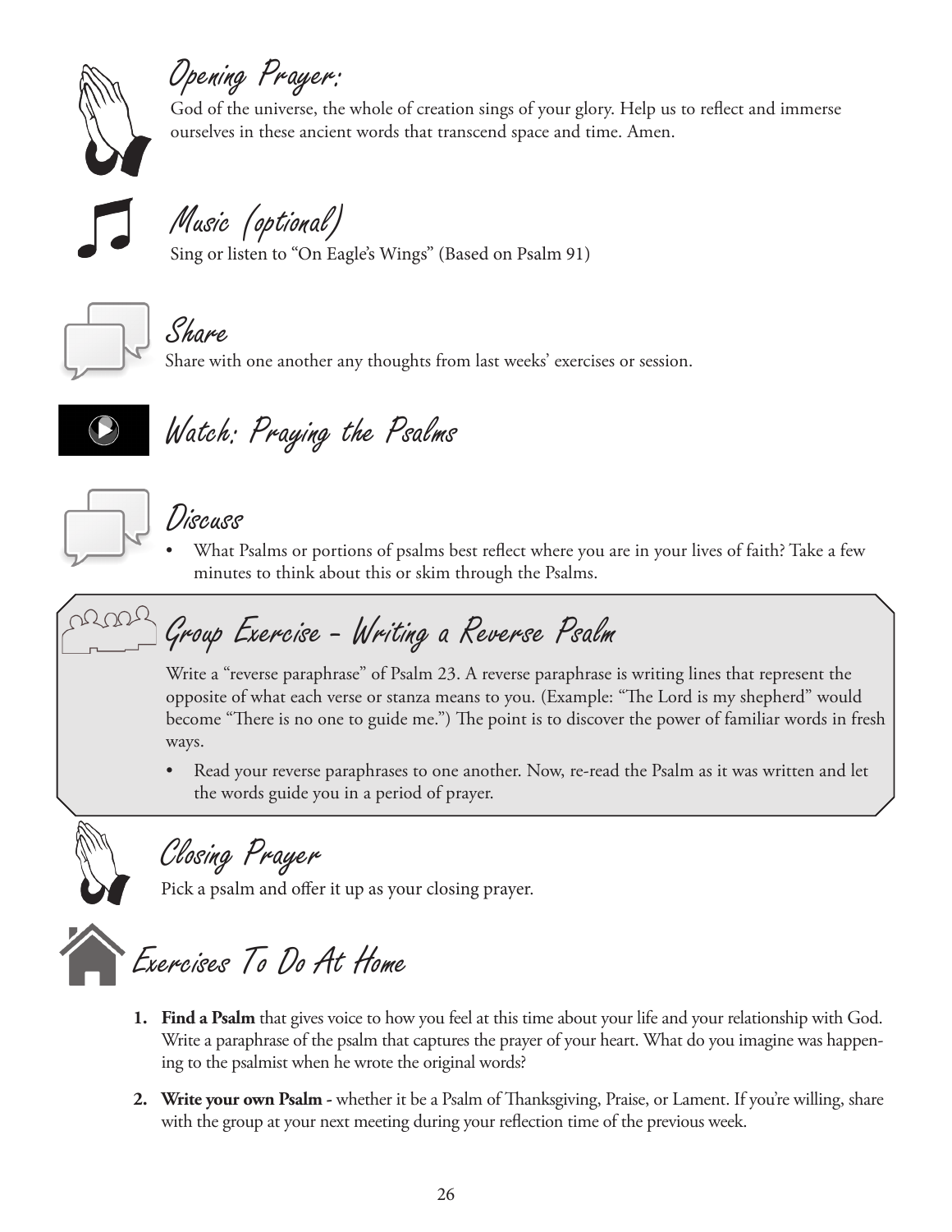## Opening Prayer:

God of the universe, the whole of creation sings of your glory. Help us to reflect and immerse ourselves in these ancient words that transcend space and time. Amen.

## Music (optional)

Sing or listen to "On Eagle's Wings" (Based on Psalm 91)

## Share

Share with one another any thoughts from last weeks' exercises or session.

## Watch: Praying the Psalms

## Discuss

- What Psalms or portions of psalms best reflect where you are in your lives of faith? Take a few minutes to think about this or skim through the Psalms.

## Group Exercise - Writing a Reverse Psalm

Write a "reverse paraphrase" of Psalm 23. A reverse paraphrase is writing lines that represent the opposite of what each verse or stanza means to you. (Example: "The Lord is my shepherd" would become "There is no one to guide me.") The point is to discover the power of familiar words in fresh ways.

- Read your reverse paraphrases to one another. Now, re-read the Psalm as it was written and let the words guide you in a period of prayer.

## Closing Prayer

Pick a psalm and offer it up as your closing prayer.

## Exercises To Do At Home

1. **Find a Psalm** that gives voice to how you feel at this time about your life and your relationship with God. Write a paraphrase of the psalm that captures the prayer of your heart. What do you imagine was happening to the psalmist when he wrote the original words?
2. **Write your own Psalm -** whether it be a Psalm of Thanksgiving, Praise, or Lament. If you're willing, share with the group at your next meeting during your reflection time of the previous week.